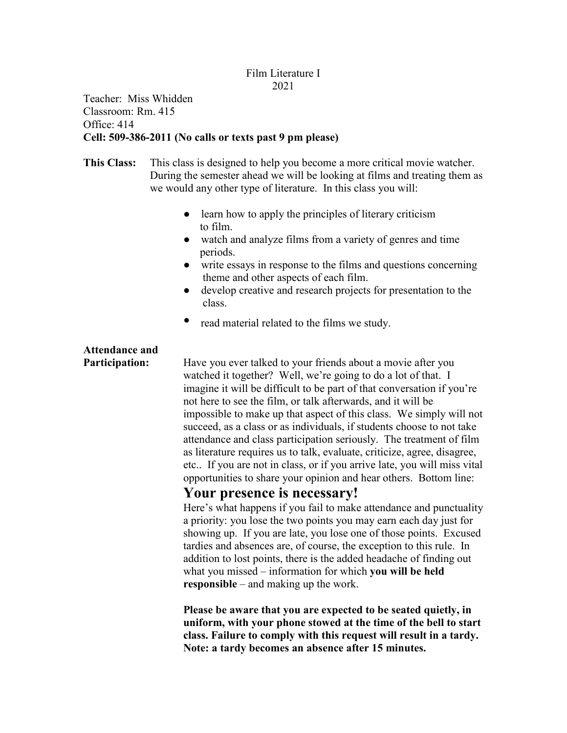# Film Literature I
## 2021

Teacher: Miss Whidden
Classroom: Rm. 415
Office: 414
**Cell: 509-386-2011 (No calls or texts past 9 pm please)**

**This Class:** This class is designed to help you become a more critical movie watcher. During the semester ahead we will be looking at films and treating them as we would any other type of literature. In this class you will:

- learn how to apply the principles of literary criticism to film.
- watch and analyze films from a variety of genres and time periods.
- write essays in response to the films and questions concerning theme and other aspects of each film.
- develop creative and research projects for presentation to the class.
- read material related to the films we study.

**Attendance and Participation:** Have you ever talked to your friends about a movie after you watched it together? Well, we're going to do a lot of that. I imagine it will be difficult to be part of that conversation if you're not here to see the film, or talk afterwards, and it will be impossible to make up that aspect of this class. We simply will not succeed, as a class or as individuals, if students choose to not take attendance and class participation seriously. The treatment of film as literature requires us to talk, evaluate, criticize, agree, disagree, etc.. If you are not in class, or if you arrive late, you will miss vital opportunities to share your opinion and hear others. Bottom line:

**Your presence is necessary!**

Here's what happens if you fail to make attendance and punctuality a priority: you lose the two points you may earn each day just for showing up. If you are late, you lose one of those points. Excused tardies and absences are, of course, the exception to this rule. In addition to lost points, there is the added headache of finding out what you missed – information for which **you will be held responsible** – and making up the work.

**Please be aware that you are expected to be seated quietly, in uniform, with your phone stowed at the time of the bell to start class. Failure to comply with this request will result in a tardy. Note: a tardy becomes an absence after 15 minutes.**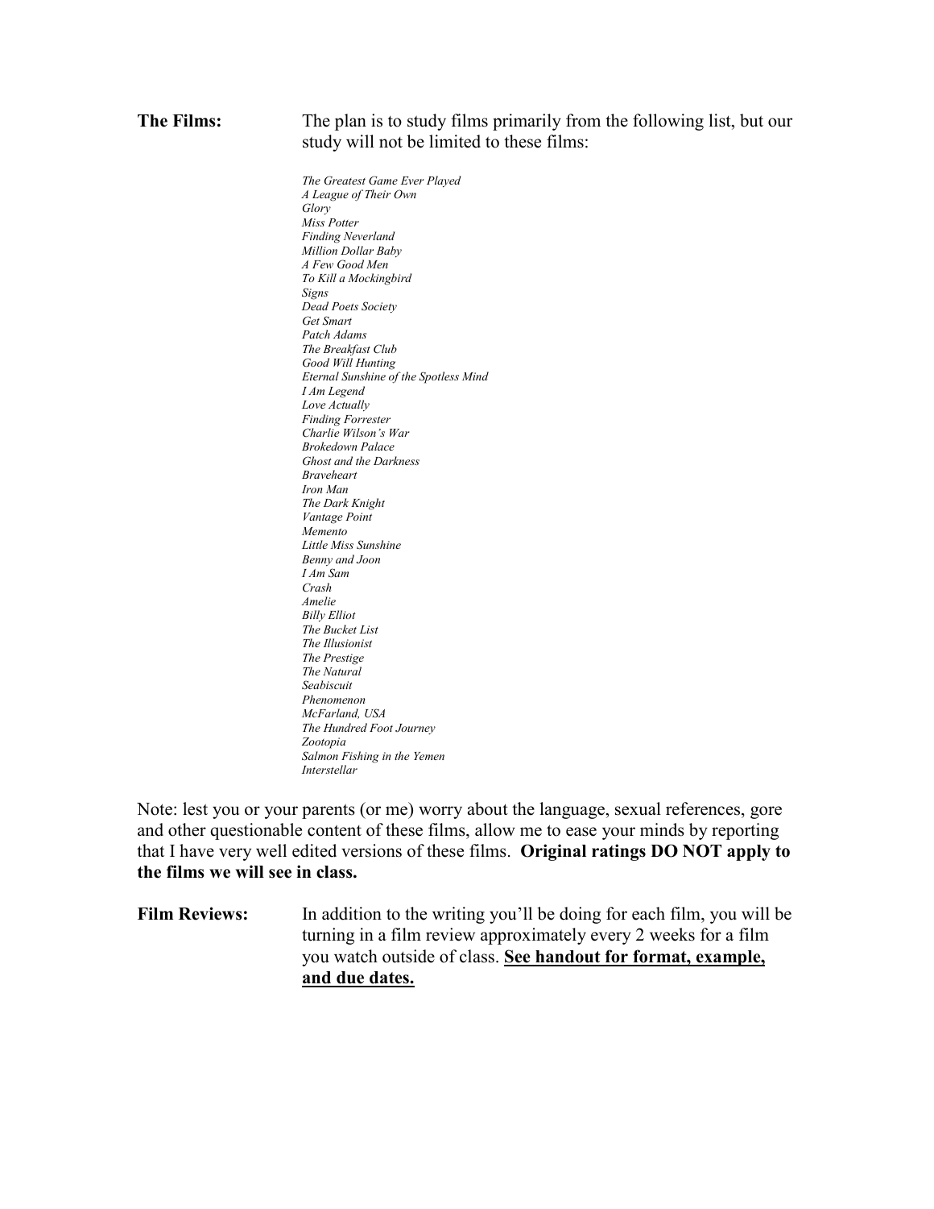**The Films:** The plan is to study films primarily from the following list, but our study will not be limited to these films:

*The Greatest Game Ever Played*
*A League of Their Own*
*Glory*
*Miss Potter*
*Finding Neverland*
*Million Dollar Baby*
*A Few Good Men*
*To Kill a Mockingbird*
*Signs*
*Dead Poets Society*
*Get Smart*
*Patch Adams*
*The Breakfast Club*
*Good Will Hunting*
*Eternal Sunshine of the Spotless Mind*
*I Am Legend*
*Love Actually*
*Finding Forrester*
*Charlie Wilson's War*
*Brokedown Palace*
*Ghost and the Darkness*
*Braveheart*
*Iron Man*
*The Dark Knight*
*Vantage Point*
*Memento*
*Little Miss Sunshine*
*Benny and Joon*
*I Am Sam*
*Crash*
*Amelie*
*Billy Elliot*
*The Bucket List*
*The Illusionist*
*The Prestige*
*The Natural*
*Seabiscuit*
*Phenomenon*
*McFarland, USA*
*The Hundred Foot Journey*
*Zootopia*
*Salmon Fishing in the Yemen*
*Interstellar*

Note: lest you or your parents (or me) worry about the language, sexual references, gore and other questionable content of these films, allow me to ease your minds by reporting that I have very well edited versions of these films. **Original ratings DO NOT apply to the films we will see in class.**

**Film Reviews:** In addition to the writing you'll be doing for each film, you will be turning in a film review approximately every 2 weeks for a film you watch outside of class. **<u>See handout for format, example, and due dates.</u>**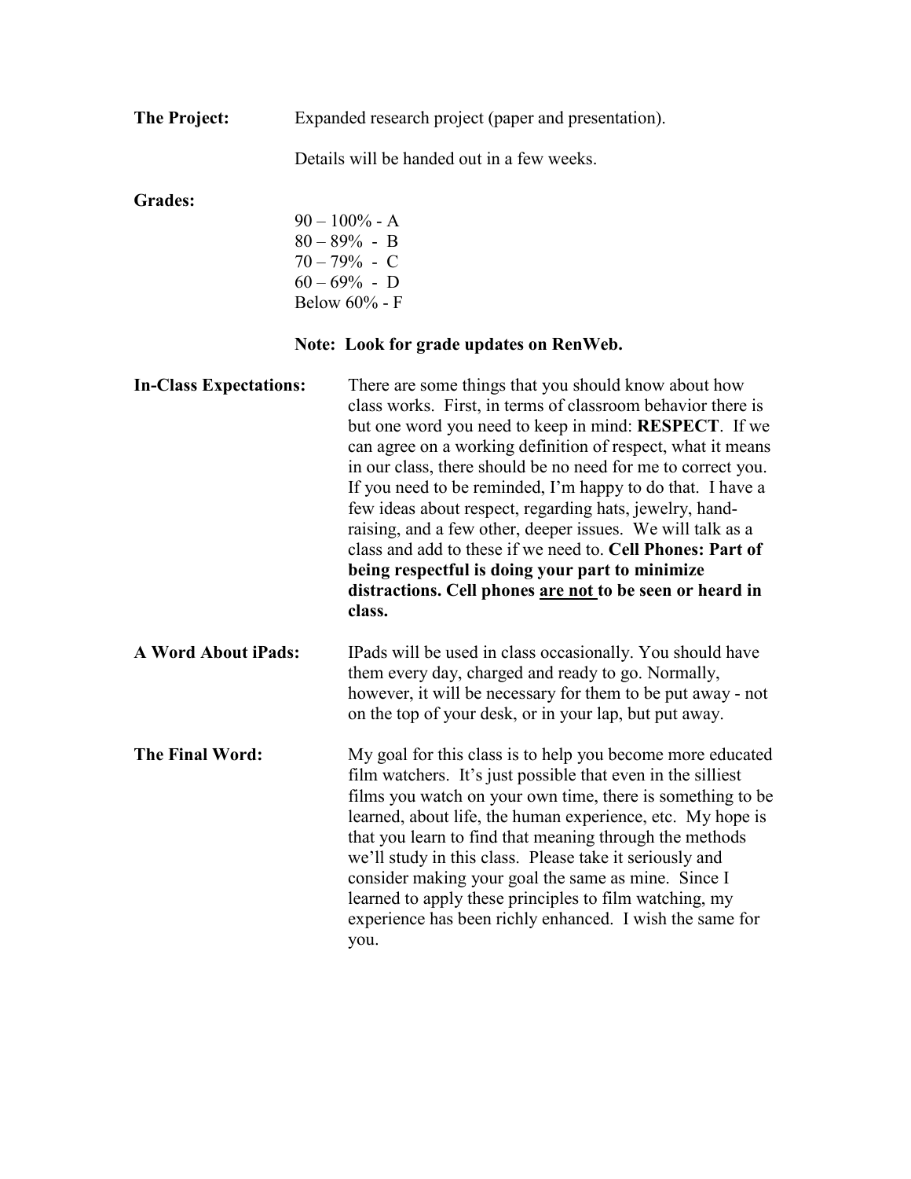**The Project:** Expanded research project (paper and presentation).

Details will be handed out in a few weeks.

**Grades:**

90 – 100% - A
80 – 89% - B
70 – 79% - C
60 – 69% - D
Below 60% - F

**Note: Look for grade updates on RenWeb.**

**In-Class Expectations:** There are some things that you should know about how class works. First, in terms of classroom behavior there is but one word you need to keep in mind: **RESPECT**. If we can agree on a working definition of respect, what it means in our class, there should be no need for me to correct you. If you need to be reminded, I'm happy to do that. I have a few ideas about respect, regarding hats, jewelry, hand-raising, and a few other, deeper issues. We will talk as a class and add to these if we need to. **Cell Phones: Part of being respectful is doing your part to minimize distractions. Cell phones <u>are not</u> to be seen or heard in class.**

**A Word About iPads:** IPads will be used in class occasionally. You should have them every day, charged and ready to go. Normally, however, it will be necessary for them to be put away - not on the top of your desk, or in your lap, but put away.

**The Final Word:** My goal for this class is to help you become more educated film watchers. It's just possible that even in the silliest films you watch on your own time, there is something to be learned, about life, the human experience, etc. My hope is that you learn to find that meaning through the methods we'll study in this class. Please take it seriously and consider making your goal the same as mine. Since I learned to apply these principles to film watching, my experience has been richly enhanced. I wish the same for you.